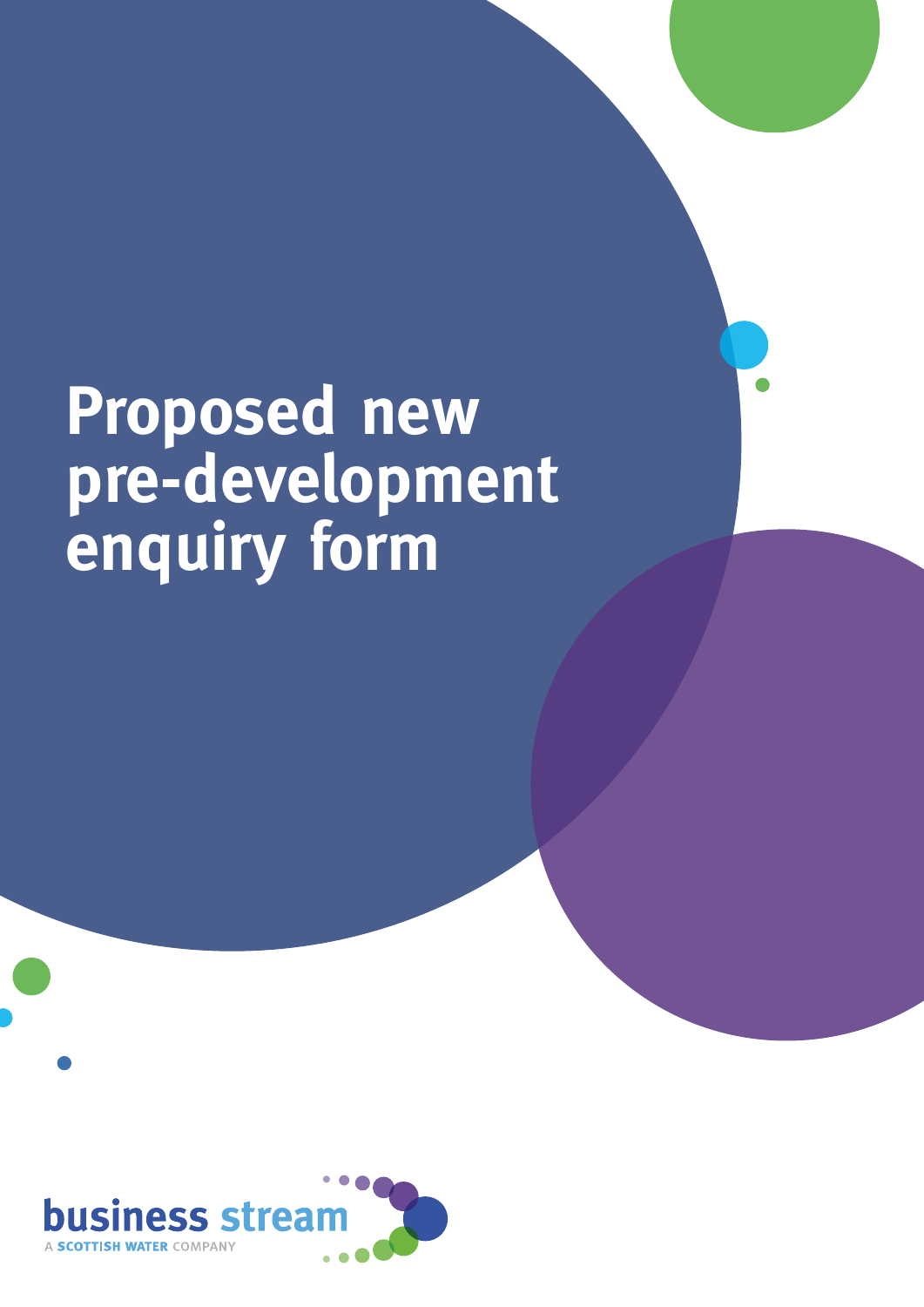# Proposed new pre-development enquiry form

business stream

A SCOTTISH WATER COMPANY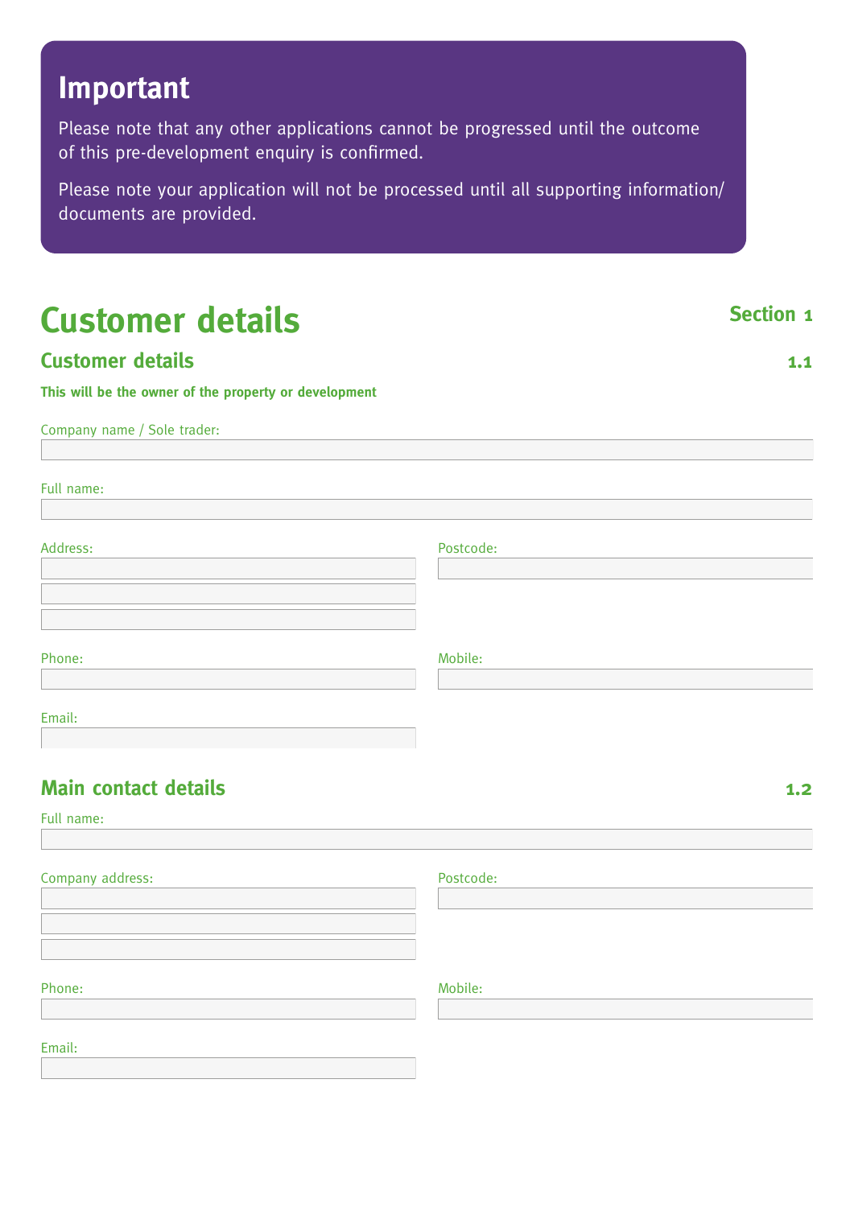## Important

Please note that any other applications cannot be progressed until the outcome of this pre-development enquiry is confirmed.

Please note your application will not be processed until all supporting information/ documents are provided.

# Customer details

**Section 1**

## Customer details

**1.1**

**This will be the owner of the property or development**

Company name / Sole trader:

Full name:

Address:

Postcode:

Phone:

Mobile:

Email:

## Main contact details

**1.2**

Full name:

Company address:

Postcode:

Phone:

Mobile:

Email: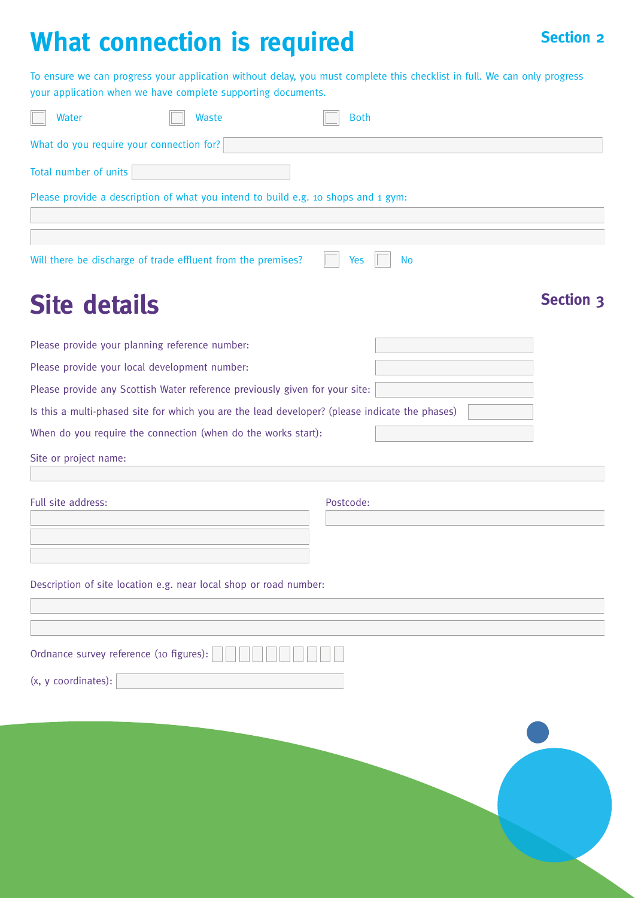# What connection is required

Section 2

To ensure we can progress your application without delay, you must complete this checklist in full. We can only progress your application when we have complete supporting documents.

☐ Water ☐ Waste ☐ Both

What do you require your connection for?

Total number of units

Please provide a description of what you intend to build e.g. 10 shops and 1 gym:

Will there be discharge of trade effluent from the premises? ☐ Yes ☐ No

# Site details

Section 3

Please provide your planning reference number:

Please provide your local development number:

Please provide any Scottish Water reference previously given for your site:

Is this a multi-phased site for which you are the lead developer? (please indicate the phases)

When do you require the connection (when do the works start):

Site or project name:

Full site address:

Postcode:

Description of site location e.g. near local shop or road number:

Ordnance survey reference (10 figures):

(x, y coordinates):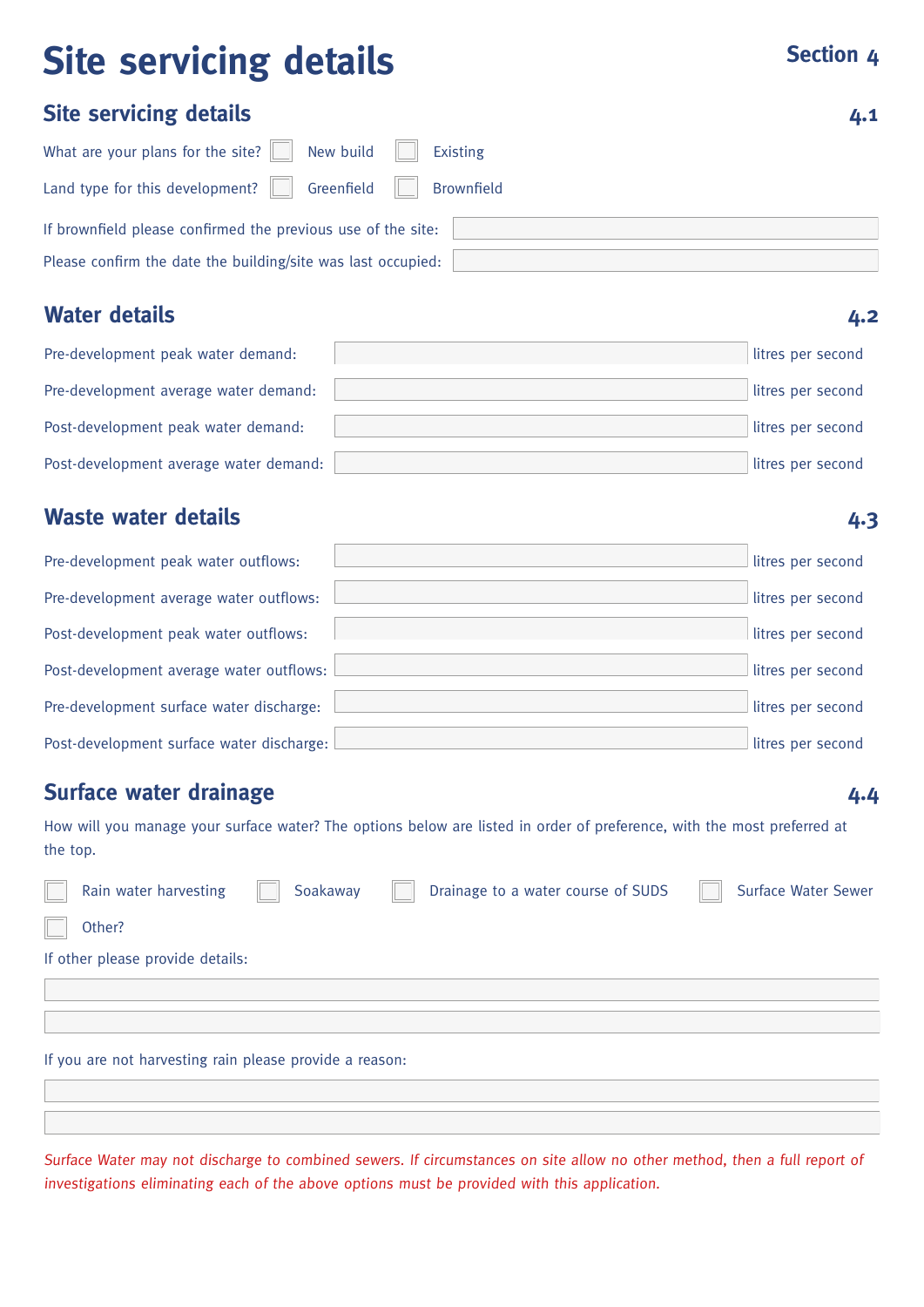# Site servicing details

Section 4

## Site servicing details

4.1

What are your plans for the site? ☐ New build ☐ Existing

Land type for this development? ☐ Greenfield ☐ Brownfield

If brownfield please confirmed the previous use of the site:

Please confirm the date the building/site was last occupied:

## Water details

4.2

| | |
|---|---|
| Pre-development peak water demand: | litres per second |
| Pre-development average water demand: | litres per second |
| Post-development peak water demand: | litres per second |
| Post-development average water demand: | litres per second |

## Waste water details

4.3

| | |
|---|---|
| Pre-development peak water outflows: | litres per second |
| Pre-development average water outflows: | litres per second |
| Post-development peak water outflows: | litres per second |
| Post-development average water outflows: | litres per second |
| Pre-development surface water discharge: | litres per second |
| Post-development surface water discharge: | litres per second |

## Surface water drainage

4.4

How will you manage your surface water? The options below are listed in order of preference, with the most preferred at the top.

☐ Rain water harvesting ☐ Soakaway ☐ Drainage to a water course of SUDS ☐ Surface Water Sewer

☐ Other?

If other please provide details:

If you are not harvesting rain please provide a reason:

*Surface Water may not discharge to combined sewers. If circumstances on site allow no other method, then a full report of investigations eliminating each of the above options must be provided with this application.*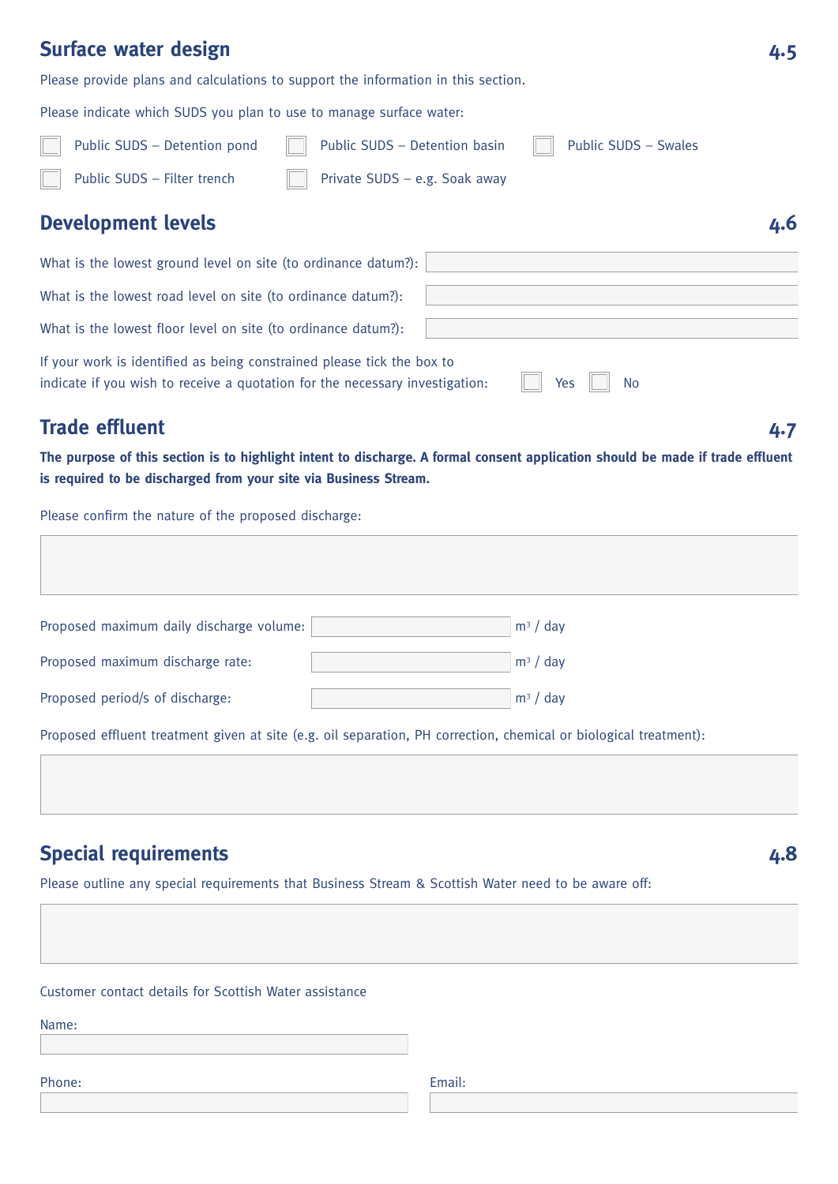## Surface water design 4.5

Please provide plans and calculations to support the information in this section.

Please indicate which SUDS you plan to use to manage surface water:

- ☐ Public SUDS – Detention pond
- ☐ Public SUDS – Detention basin
- ☐ Public SUDS – Swales
- ☐ Public SUDS – Filter trench
- ☐ Private SUDS – e.g. Soak away

## Development levels 4.6

What is the lowest ground level on site (to ordinance datum?):

What is the lowest road level on site (to ordinance datum?):

What is the lowest floor level on site (to ordinance datum?):

If your work is identified as being constrained please tick the box to indicate if you wish to receive a quotation for the necessary investigation: ☐ Yes ☐ No

## Trade effluent 4.7

**The purpose of this section is to highlight intent to discharge. A formal consent application should be made if trade effluent is required to be discharged from your site via Business Stream.**

Please confirm the nature of the proposed discharge:

Proposed maximum daily discharge volume: $m^3$ / day

Proposed maximum discharge rate: $m^3$ / day

Proposed period/s of discharge: $m^3$ / day

Proposed effluent treatment given at site (e.g. oil separation, PH correction, chemical or biological treatment):

## Special requirements 4.8

Please outline any special requirements that Business Stream & Scottish Water need to be aware off:

Customer contact details for Scottish Water assistance

Name:

Phone:

Email: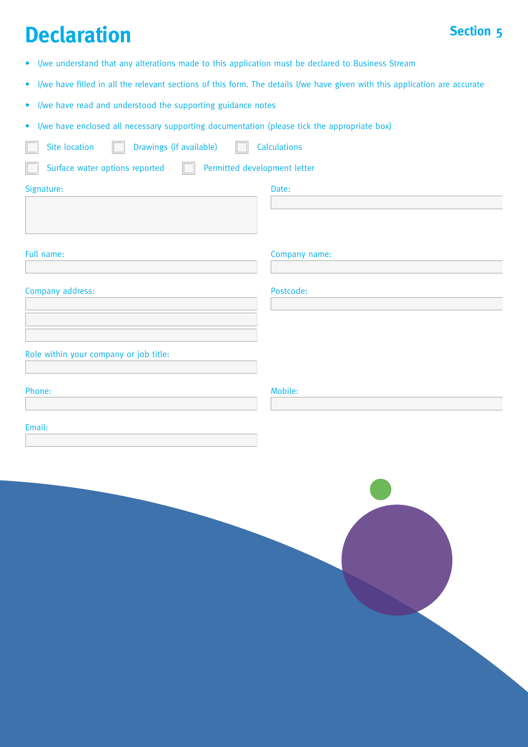# Declaration

Section 5

- I/we understand that any alterations made to this application must be declared to Business Stream
- I/we have filled in all the relevant sections of this form. The details I/we have given with this application are accurate
- I/we have read and understood the supporting guidance notes
- I/we have enclosed all necessary supporting documentation (please tick the appropriate box)

☐ Site location ☐ Drawings (if available) ☐ Calculations

☐ Surface water options reported ☐ Permitted development letter

Signature:

Date:

Full name:

Company name:

Company address:

Postcode:

Role within your company or job title:

Phone:

Mobile:

Email: